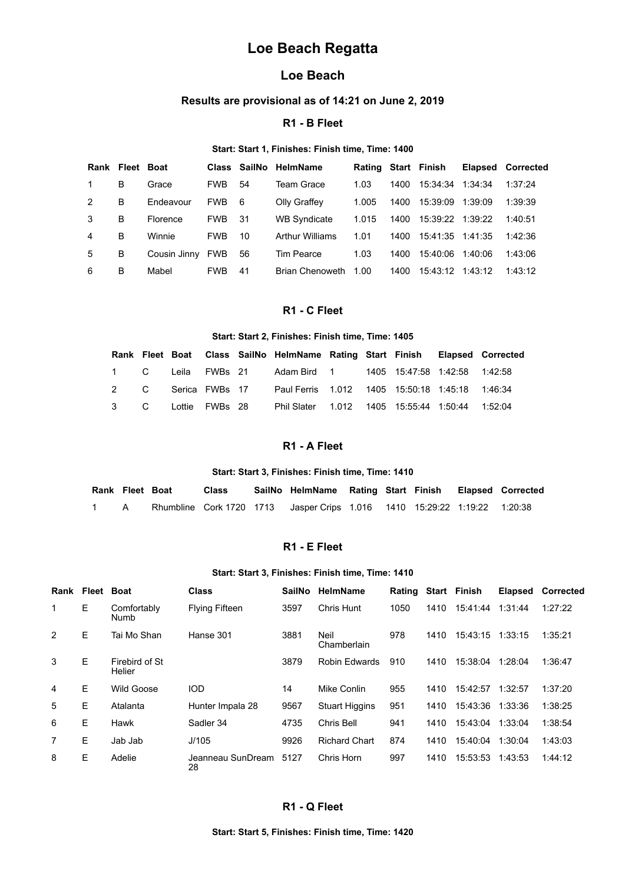# Loe Beach Regatta

## Loe Beach

### Results are provisional as of 14:21 on June 2, 2019

### R1 - B Fleet

**Start: Start 1, Finishes: Finish time, Time: 1400**

| Rank | Fleet | Boat | Class | SailNo | HelmName | Rating | Start | Finish | Elapsed | Corrected |
|---|---|---|---|---|---|---|---|---|---|---|
| 1 | B | Grace | FWB | 54 | Team Grace | 1.03 | 1400 | 15:34:34 | 1:34:34 | 1:37:24 |
| 2 | B | Endeavour | FWB | 6 | Olly Graffey | 1.005 | 1400 | 15:39:09 | 1:39:09 | 1:39:39 |
| 3 | B | Florence | FWB | 31 | WB Syndicate | 1.015 | 1400 | 15:39:22 | 1:39:22 | 1:40:51 |
| 4 | B | Winnie | FWB | 10 | Arthur Williams | 1.01 | 1400 | 15:41:35 | 1:41:35 | 1:42:36 |
| 5 | B | Cousin Jinny | FWB | 56 | Tim Pearce | 1.03 | 1400 | 15:40:06 | 1:40:06 | 1:43:06 |
| 6 | B | Mabel | FWB | 41 | Brian Chenoweth | 1.00 | 1400 | 15:43:12 | 1:43:12 | 1:43:12 |

### R1 - C Fleet

**Start: Start 2, Finishes: Finish time, Time: 1405**

| Rank | Fleet | Boat | Class | SailNo | HelmName | Rating | Start | Finish | Elapsed | Corrected |
|---|---|---|---|---|---|---|---|---|---|---|
| 1 | C | Leila | FWBs | 21 | Adam Bird | 1 | 1405 | 15:47:58 | 1:42:58 | 1:42:58 |
| 2 | C | Serica | FWBs | 17 | Paul Ferris | 1.012 | 1405 | 15:50:18 | 1:45:18 | 1:46:34 |
| 3 | C | Lottie | FWBs | 28 | Phil Slater | 1.012 | 1405 | 15:55:44 | 1:50:44 | 1:52:04 |

### R1 - A Fleet

**Start: Start 3, Finishes: Finish time, Time: 1410**

| Rank | Fleet | Boat | Class | SailNo | HelmName | Rating | Start | Finish | Elapsed | Corrected |
|---|---|---|---|---|---|---|---|---|---|---|
| 1 | A | Rhumbline | Cork 1720 | 1713 | Jasper Crips | 1.016 | 1410 | 15:29:22 | 1:19:22 | 1:20:38 |

### R1 - E Fleet

**Start: Start 3, Finishes: Finish time, Time: 1410**

| Rank | Fleet | Boat | Class | SailNo | HelmName | Rating | Start | Finish | Elapsed | Corrected |
|---|---|---|---|---|---|---|---|---|---|---|
| 1 | E | Comfortably Numb | Flying Fifteen | 3597 | Chris Hunt | 1050 | 1410 | 15:41:44 | 1:31:44 | 1:27:22 |
| 2 | E | Tai Mo Shan | Hanse 301 | 3881 | Neil Chamberlain | 978 | 1410 | 15:43:15 | 1:33:15 | 1:35:21 |
| 3 | E | Firebird of St Helier | | 3879 | Robin Edwards | 910 | 1410 | 15:38:04 | 1:28:04 | 1:36:47 |
| 4 | E | Wild Goose | IOD | 14 | Mike Conlin | 955 | 1410 | 15:42:57 | 1:32:57 | 1:37:20 |
| 5 | E | Atalanta | Hunter Impala 28 | 9567 | Stuart Higgins | 951 | 1410 | 15:43:36 | 1:33:36 | 1:38:25 |
| 6 | E | Hawk | Sadler 34 | 4735 | Chris Bell | 941 | 1410 | 15:43:04 | 1:33:04 | 1:38:54 |
| 7 | E | Jab Jab | J/105 | 9926 | Richard Chart | 874 | 1410 | 15:40:04 | 1:30:04 | 1:43:03 |
| 8 | E | Adelie | Jeanneau SunDream 28 | 5127 | Chris Horn | 997 | 1410 | 15:53:53 | 1:43:53 | 1:44:12 |

### R1 - Q Fleet

**Start: Start 5, Finishes: Finish time, Time: 1420**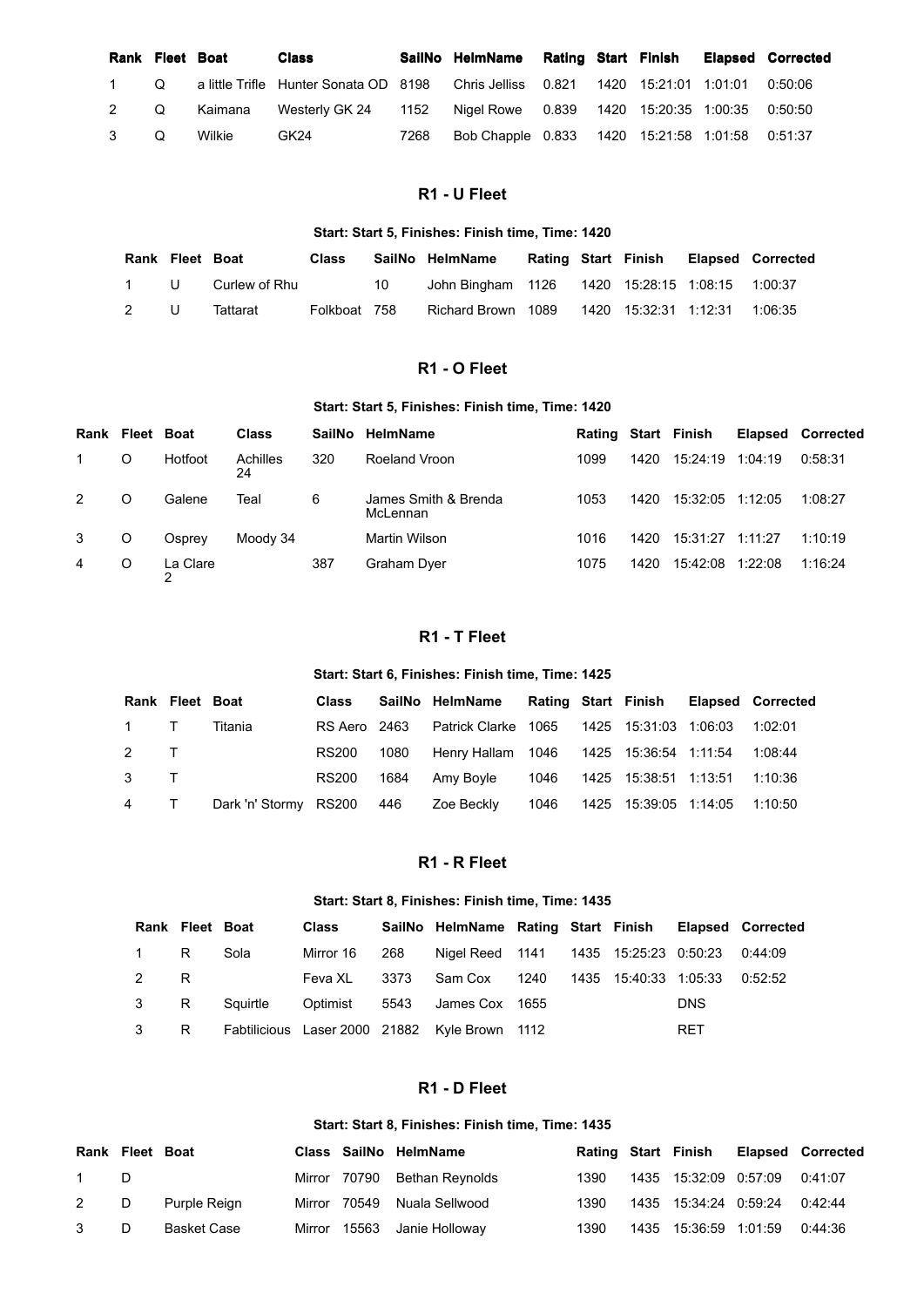| Rank | Fleet | Boat | Class | SailNo | HelmName | Rating | Start | Finish | Elapsed | Corrected |
|---|---|---|---|---|---|---|---|---|---|---|
| 1 | Q | a little Trifle | Hunter Sonata OD | 8198 | Chris Jelliss | 0.821 | 1420 | 15:21:01 | 1:01:01 | 0:50:06 |
| 2 | Q | Kaimana | Westerly GK 24 | 1152 | Nigel Rowe | 0.839 | 1420 | 15:20:35 | 1:00:35 | 0:50:50 |
| 3 | Q | Wilkie | GK24 | 7268 | Bob Chapple | 0.833 | 1420 | 15:21:58 | 1:01:58 | 0:51:37 |

### R1 - U Fleet

**Start: Start 5, Finishes: Finish time, Time: 1420**

| Rank | Fleet | Boat | Class | SailNo | HelmName | Rating | Start | Finish | Elapsed | Corrected |
|---|---|---|---|---|---|---|---|---|---|---|
| 1 | U | Curlew of Rhu | | 10 | John Bingham | 1126 | 1420 | 15:28:15 | 1:08:15 | 1:00:37 |
| 2 | U | Tattarat | Folkboat | 758 | Richard Brown | 1089 | 1420 | 15:32:31 | 1:12:31 | 1:06:35 |

### R1 - O Fleet

**Start: Start 5, Finishes: Finish time, Time: 1420**

| Rank | Fleet | Boat | Class | SailNo | HelmName | Rating | Start | Finish | Elapsed | Corrected |
|---|---|---|---|---|---|---|---|---|---|---|
| 1 | O | Hotfoot | Achilles 24 | 320 | Roeland Vroon | 1099 | 1420 | 15:24:19 | 1:04:19 | 0:58:31 |
| 2 | O | Galene | Teal | 6 | James Smith & Brenda McLennan | 1053 | 1420 | 15:32:05 | 1:12:05 | 1:08:27 |
| 3 | O | Osprey | Moody 34 | | Martin Wilson | 1016 | 1420 | 15:31:27 | 1:11:27 | 1:10:19 |
| 4 | O | La Clare 2 | | 387 | Graham Dyer | 1075 | 1420 | 15:42:08 | 1:22:08 | 1:16:24 |

### R1 - T Fleet

**Start: Start 6, Finishes: Finish time, Time: 1425**

| Rank | Fleet | Boat | Class | SailNo | HelmName | Rating | Start | Finish | Elapsed | Corrected |
|---|---|---|---|---|---|---|---|---|---|---|
| 1 | T | Titania | RS Aero | 2463 | Patrick Clarke | 1065 | 1425 | 15:31:03 | 1:06:03 | 1:02:01 |
| 2 | T | | RS200 | 1080 | Henry Hallam | 1046 | 1425 | 15:36:54 | 1:11:54 | 1:08:44 |
| 3 | T | | RS200 | 1684 | Amy Boyle | 1046 | 1425 | 15:38:51 | 1:13:51 | 1:10:36 |
| 4 | T | Dark 'n' Stormy | RS200 | 446 | Zoe Beckly | 1046 | 1425 | 15:39:05 | 1:14:05 | 1:10:50 |

### R1 - R Fleet

**Start: Start 8, Finishes: Finish time, Time: 1435**

| Rank | Fleet | Boat | Class | SailNo | HelmName | Rating | Start | Finish | Elapsed | Corrected |
|---|---|---|---|---|---|---|---|---|---|---|
| 1 | R | Sola | Mirror 16 | 268 | Nigel Reed | 1141 | 1435 | 15:25:23 | 0:50:23 | 0:44:09 |
| 2 | R | | Feva XL | 3373 | Sam Cox | 1240 | 1435 | 15:40:33 | 1:05:33 | 0:52:52 |
| 3 | R | Squirtle | Optimist | 5543 | James Cox | 1655 | | | DNS | |
| 3 | R | Fabtilicious | Laser 2000 | 21882 | Kyle Brown | 1112 | | | RET | |

### R1 - D Fleet

**Start: Start 8, Finishes: Finish time, Time: 1435**

| Rank | Fleet | Boat | Class | SailNo | HelmName | Rating | Start | Finish | Elapsed | Corrected |
|---|---|---|---|---|---|---|---|---|---|---|
| 1 | D | | Mirror | 70790 | Bethan Reynolds | 1390 | 1435 | 15:32:09 | 0:57:09 | 0:41:07 |
| 2 | D | Purple Reign | Mirror | 70549 | Nuala Sellwood | 1390 | 1435 | 15:34:24 | 0:59:24 | 0:42:44 |
| 3 | D | Basket Case | Mirror | 15563 | Janie Holloway | 1390 | 1435 | 15:36:59 | 1:01:59 | 0:44:36 |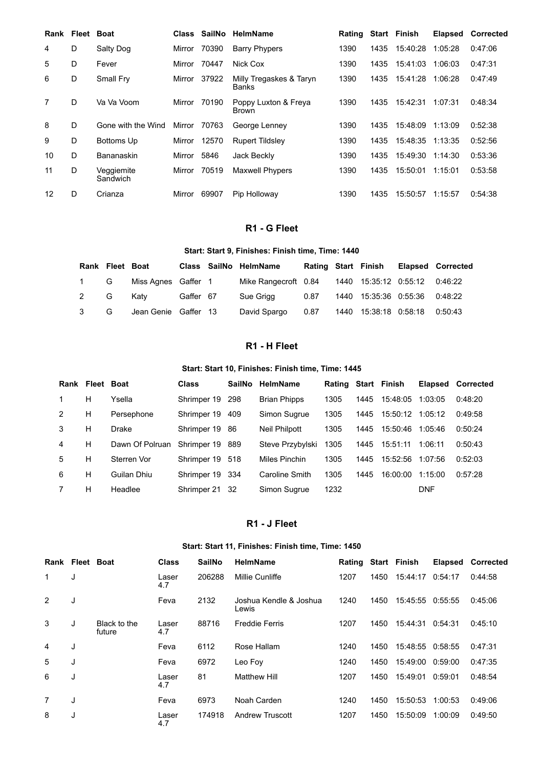| Rank | Fleet | Boat | Class | SailNo | HelmName | Rating | Start | Finish | Elapsed | Corrected |
|---|---|---|---|---|---|---|---|---|---|---|
| 4 | D | Salty Dog | Mirror | 70390 | Barry Phypers | 1390 | 1435 | 15:40:28 | 1:05:28 | 0:47:06 |
| 5 | D | Fever | Mirror | 70447 | Nick Cox | 1390 | 1435 | 15:41:03 | 1:06:03 | 0:47:31 |
| 6 | D | Small Fry | Mirror | 37922 | Milly Tregaskes & Taryn Banks | 1390 | 1435 | 15:41:28 | 1:06:28 | 0:47:49 |
| 7 | D | Va Va Voom | Mirror | 70190 | Poppy Luxton & Freya Brown | 1390 | 1435 | 15:42:31 | 1:07:31 | 0:48:34 |
| 8 | D | Gone with the Wind | Mirror | 70763 | George Lenney | 1390 | 1435 | 15:48:09 | 1:13:09 | 0:52:38 |
| 9 | D | Bottoms Up | Mirror | 12570 | Rupert Tildsley | 1390 | 1435 | 15:48:35 | 1:13:35 | 0:52:56 |
| 10 | D | Bananaskin | Mirror | 5846 | Jack Beckly | 1390 | 1435 | 15:49:30 | 1:14:30 | 0:53:36 |
| 11 | D | Veggiemite Sandwich | Mirror | 70519 | Maxwell Phypers | 1390 | 1435 | 15:50:01 | 1:15:01 | 0:53:58 |
| 12 | D | Crianza | Mirror | 69907 | Pip Holloway | 1390 | 1435 | 15:50:57 | 1:15:57 | 0:54:38 |

## R1 - G Fleet

**Start: Start 9, Finishes: Finish time, Time: 1440**

| Rank | Fleet | Boat | Class | SailNo | HelmName | Rating | Start | Finish | Elapsed | Corrected |
|---|---|---|---|---|---|---|---|---|---|---|
| 1 | G | Miss Agnes | Gaffer | 1 | Mike Rangecroft | 0.84 | 1440 | 15:35:12 | 0:55:12 | 0:46:22 |
| 2 | G | Katy | Gaffer | 67 | Sue Grigg | 0.87 | 1440 | 15:35:36 | 0:55:36 | 0:48:22 |
| 3 | G | Jean Genie | Gaffer | 13 | David Spargo | 0.87 | 1440 | 15:38:18 | 0:58:18 | 0:50:43 |

## R1 - H Fleet

**Start: Start 10, Finishes: Finish time, Time: 1445**

| Rank | Fleet | Boat | Class | SailNo | HelmName | Rating | Start | Finish | Elapsed | Corrected |
|---|---|---|---|---|---|---|---|---|---|---|
| 1 | H | Ysella | Shrimper 19 | 298 | Brian Phipps | 1305 | 1445 | 15:48:05 | 1:03:05 | 0:48:20 |
| 2 | H | Persephone | Shrimper 19 | 409 | Simon Sugrue | 1305 | 1445 | 15:50:12 | 1:05:12 | 0:49:58 |
| 3 | H | Drake | Shrimper 19 | 86 | Neil Philpott | 1305 | 1445 | 15:50:46 | 1:05:46 | 0:50:24 |
| 4 | H | Dawn Of Polruan | Shrimper 19 | 889 | Steve Przybylski | 1305 | 1445 | 15:51:11 | 1:06:11 | 0:50:43 |
| 5 | H | Sterren Vor | Shrimper 19 | 518 | Miles Pinchin | 1305 | 1445 | 15:52:56 | 1:07:56 | 0:52:03 |
| 6 | H | Guilan Dhiu | Shrimper 19 | 334 | Caroline Smith | 1305 | 1445 | 16:00:00 | 1:15:00 | 0:57:28 |
| 7 | H | Headlee | Shrimper 21 | 32 | Simon Sugrue | 1232 | | | DNF | |

## R1 - J Fleet

**Start: Start 11, Finishes: Finish time, Time: 1450**

| Rank | Fleet | Boat | Class | SailNo | HelmName | Rating | Start | Finish | Elapsed | Corrected |
|---|---|---|---|---|---|---|---|---|---|---|
| 1 | J | | Laser 4.7 | 206288 | Millie Cunliffe | 1207 | 1450 | 15:44:17 | 0:54:17 | 0:44:58 |
| 2 | J | | Feva | 2132 | Joshua Kendle & Joshua Lewis | 1240 | 1450 | 15:45:55 | 0:55:55 | 0:45:06 |
| 3 | J | Black to the future | Laser 4.7 | 88716 | Freddie Ferris | 1207 | 1450 | 15:44:31 | 0:54:31 | 0:45:10 |
| 4 | J | | Feva | 6112 | Rose Hallam | 1240 | 1450 | 15:48:55 | 0:58:55 | 0:47:31 |
| 5 | J | | Feva | 6972 | Leo Foy | 1240 | 1450 | 15:49:00 | 0:59:00 | 0:47:35 |
| 6 | J | | Laser 4.7 | 81 | Matthew Hill | 1207 | 1450 | 15:49:01 | 0:59:01 | 0:48:54 |
| 7 | J | | Feva | 6973 | Noah Carden | 1240 | 1450 | 15:50:53 | 1:00:53 | 0:49:06 |
| 8 | J | | Laser 4.7 | 174918 | Andrew Truscott | 1207 | 1450 | 15:50:09 | 1:00:09 | 0:49:50 |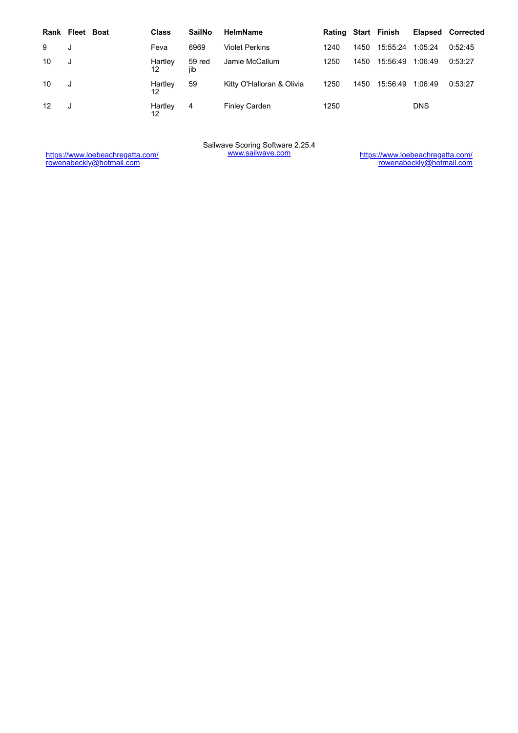| Rank | Fleet | Boat | Class | SailNo | HelmName | Rating | Start | Finish | Elapsed | Corrected |
|---|---|---|---|---|---|---|---|---|---|---|
| 9 | J | | Feva | 6969 | Violet Perkins | 1240 | 1450 | 15:55:24 | 1:05:24 | 0:52:45 |
| 10 | J | | Hartley 12 | 59 red jib | Jamie McCallum | 1250 | 1450 | 15:56:49 | 1:06:49 | 0:53:27 |
| 10 | J | | Hartley 12 | 59 | Kitty O'Halloran & Olivia | 1250 | 1450 | 15:56:49 | 1:06:49 | 0:53:27 |
| 12 | J | | Hartley 12 | 4 | Finley Carden | 1250 | | | DNS | |

Sailwave Scoring Software 2.25.4
www.sailwave.com

https://www.loebeachregatta.com/
rowenabeckly@hotmail.com

https://www.loebeachregatta.com/
rowenabeckly@hotmail.com